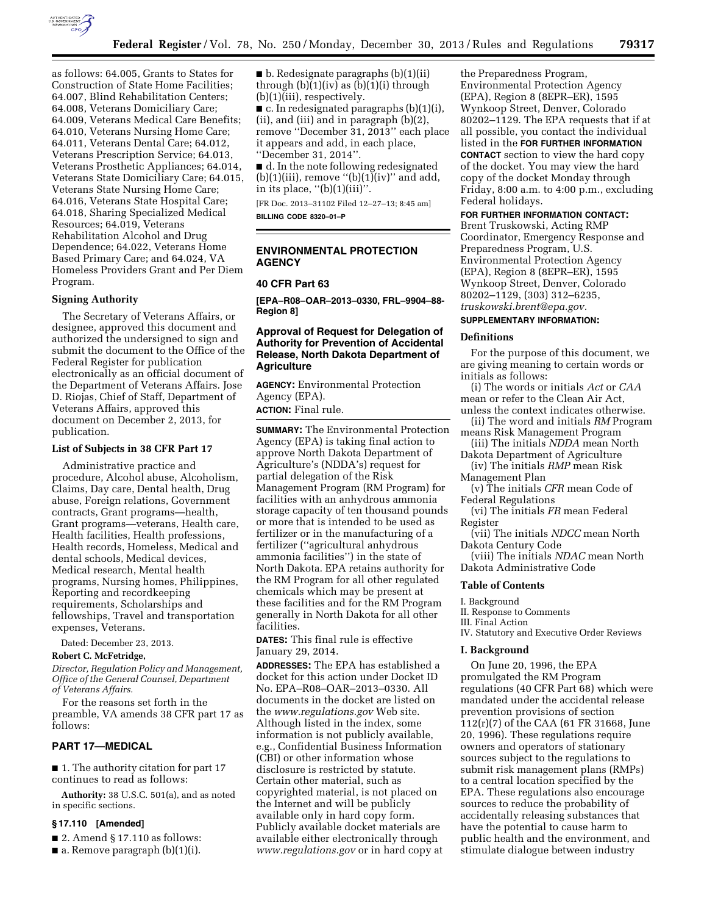as follows: 64.005, Grants to States for Construction of State Home Facilities; 64.007, Blind Rehabilitation Centers; 64.008, Veterans Domiciliary Care; 64.009, Veterans Medical Care Benefits; 64.010, Veterans Nursing Home Care; 64.011, Veterans Dental Care; 64.012, Veterans Prescription Service; 64.013, Veterans Prosthetic Appliances; 64.014, Veterans State Domiciliary Care; 64.015, Veterans State Nursing Home Care; 64.016, Veterans State Hospital Care; 64.018, Sharing Specialized Medical Resources; 64.019, Veterans Rehabilitation Alcohol and Drug Dependence; 64.022, Veterans Home Based Primary Care; and 64.024, VA Homeless Providers Grant and Per Diem Program.

### Signing Authority

The Secretary of Veterans Affairs, or designee, approved this document and authorized the undersigned to sign and submit the document to the Office of the Federal Register for publication electronically as an official document of the Department of Veterans Affairs. Jose D. Riojas, Chief of Staff, Department of Veterans Affairs, approved this document on December 2, 2013, for publication.

### List of Subjects in 38 CFR Part 17

Administrative practice and procedure, Alcohol abuse, Alcoholism, Claims, Day care, Dental health, Drug abuse, Foreign relations, Government contracts, Grant programs—health, Grant programs—veterans, Health care, Health facilities, Health professions, Health records, Homeless, Medical and dental schools, Medical devices, Medical research, Mental health programs, Nursing homes, Philippines, Reporting and recordkeeping requirements, Scholarships and fellowships, Travel and transportation expenses, Veterans.

Dated: December 23, 2013.

**Robert C. McFetridge,**

*Director, Regulation Policy and Management, Office of the General Counsel, Department of Veterans Affairs.*

For the reasons set forth in the preamble, VA amends 38 CFR part 17 as follows:

## PART 17—MEDICAL

■ 1. The authority citation for part 17 continues to read as follows:

**Authority:** 38 U.S.C. 501(a), and as noted in specific sections.

### § 17.110 [Amended]

■ 2. Amend § 17.110 as follows:

■ a. Remove paragraph (b)(1)(i).

■ b. Redesignate paragraphs (b)(1)(ii) through (b)(1)(iv) as (b)(1)(i) through (b)(1)(iii), respectively.

■ c. In redesignated paragraphs (b)(1)(i), (ii), and (iii) and in paragraph (b)(2), remove "December 31, 2013" each place it appears and add, in each place, "December 31, 2014".

■ d. In the note following redesignated (b)(1)(iii), remove "(b)(1)(iv)" and add, in its place, "(b)(1)(iii)".

[FR Doc. 2013–31102 Filed 12–27–13; 8:45 am]

**BILLING CODE 8320–01–P**

---

## ENVIRONMENTAL PROTECTION AGENCY

### 40 CFR Part 63

**[EPA–R08–OAR–2013–0330, FRL–9904–88-Region 8]**

### Approval of Request for Delegation of Authority for Prevention of Accidental Release, North Dakota Department of Agriculture

**AGENCY:** Environmental Protection Agency (EPA).

**ACTION:** Final rule.

**SUMMARY:** The Environmental Protection Agency (EPA) is taking final action to approve North Dakota Department of Agriculture's (NDDA's) request for partial delegation of the Risk Management Program (RM Program) for facilities with an anhydrous ammonia storage capacity of ten thousand pounds or more that is intended to be used as fertilizer or in the manufacturing of a fertilizer ("agricultural anhydrous ammonia facilities") in the state of North Dakota. EPA retains authority for the RM Program for all other regulated chemicals which may be present at these facilities and for the RM Program generally in North Dakota for all other facilities.

**DATES:** This final rule is effective January 29, 2014.

**ADDRESSES:** The EPA has established a docket for this action under Docket ID No. EPA–R08–OAR–2013–0330. All documents in the docket are listed on the *www.regulations.gov* Web site. Although listed in the index, some information is not publicly available, e.g., Confidential Business Information (CBI) or other information whose disclosure is restricted by statute. Certain other material, such as copyrighted material, is not placed on the Internet and will be publicly available only in hard copy form. Publicly available docket materials are available either electronically through *www.regulations.gov* or in hard copy at the Preparedness Program, Environmental Protection Agency (EPA), Region 8 (8EPR–ER), 1595 Wynkoop Street, Denver, Colorado 80202–1129. The EPA requests that if at all possible, you contact the individual listed in the **FOR FURTHER INFORMATION CONTACT** section to view the hard copy of the docket. You may view the hard copy of the docket Monday through Friday, 8:00 a.m. to 4:00 p.m., excluding Federal holidays.

**FOR FURTHER INFORMATION CONTACT:** Brent Truskowski, Acting RMP Coordinator, Emergency Response and Preparedness Program, U.S. Environmental Protection Agency (EPA), Region 8 (8EPR–ER), 1595 Wynkoop Street, Denver, Colorado 80202–1129, (303) 312–6235, *truskowski.brent@epa.gov.*

**SUPPLEMENTARY INFORMATION:**

### Definitions

For the purpose of this document, we are giving meaning to certain words or initials as follows:

(i) The words or initials *Act* or *CAA* mean or refer to the Clean Air Act, unless the context indicates otherwise.

(ii) The word and initials *RM* Program means Risk Management Program

(iii) The initials *NDDA* mean North Dakota Department of Agriculture

(iv) The initials *RMP* mean Risk Management Plan

(v) The initials *CFR* mean Code of Federal Regulations

(vi) The initials *FR* mean Federal Register

(vii) The initials *NDCC* mean North Dakota Century Code

(viii) The initials *NDAC* mean North Dakota Administrative Code

### Table of Contents

I. Background
II. Response to Comments
III. Final Action
IV. Statutory and Executive Order Reviews

### I. Background

On June 20, 1996, the EPA promulgated the RM Program regulations (40 CFR Part 68) which were mandated under the accidental release prevention provisions of section 112(r)(7) of the CAA (61 FR 31668, June 20, 1996). These regulations require owners and operators of stationary sources subject to the regulations to submit risk management plans (RMPs) to a central location specified by the EPA. These regulations also encourage sources to reduce the probability of accidentally releasing substances that have the potential to cause harm to public health and the environment, and stimulate dialogue between industry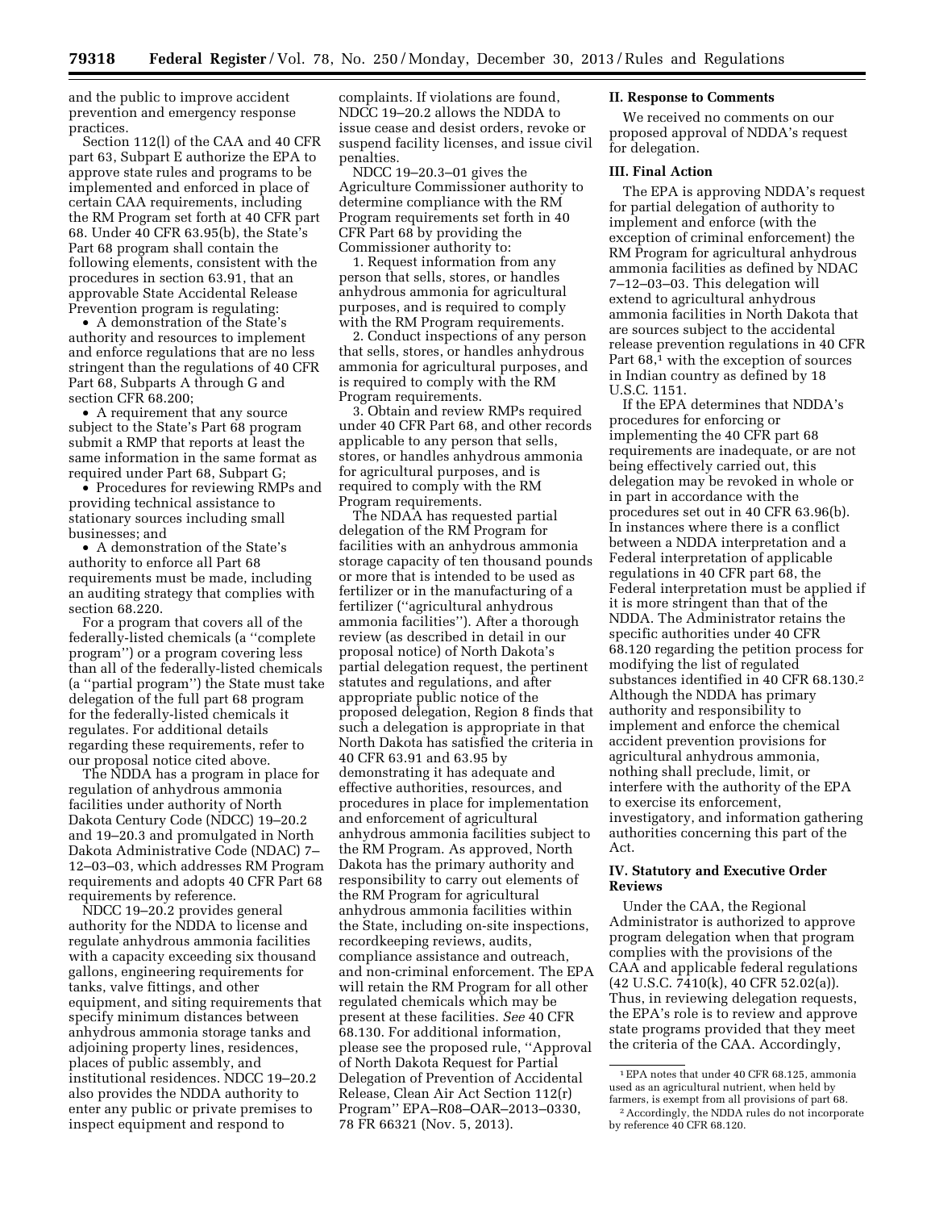and the public to improve accident prevention and emergency response practices.

Section 112(l) of the CAA and 40 CFR part 63, Subpart E authorize the EPA to approve state rules and programs to be implemented and enforced in place of certain CAA requirements, including the RM Program set forth at 40 CFR part 68. Under 40 CFR 63.95(b), the State's Part 68 program shall contain the following elements, consistent with the procedures in section 63.91, that an approvable State Accidental Release Prevention program is regulating:

- A demonstration of the State's authority and resources to implement and enforce regulations that are no less stringent than the regulations of 40 CFR Part 68, Subparts A through G and section CFR 68.200;
- A requirement that any source subject to the State's Part 68 program submit a RMP that reports at least the same information in the same format as required under Part 68, Subpart G;
- Procedures for reviewing RMPs and providing technical assistance to stationary sources including small businesses; and
- A demonstration of the State's authority to enforce all Part 68 requirements must be made, including an auditing strategy that complies with section 68.220.

For a program that covers all of the federally-listed chemicals (a "complete program") or a program covering less than all of the federally-listed chemicals (a "partial program") the State must take delegation of the full part 68 program for the federally-listed chemicals it regulates. For additional details regarding these requirements, refer to our proposal notice cited above.

The NDDA has a program in place for regulation of anhydrous ammonia facilities under authority of North Dakota Century Code (NDCC) 19–20.2 and 19–20.3 and promulgated in North Dakota Administrative Code (NDAC) 7–12–03–03, which addresses RM Program requirements and adopts 40 CFR Part 68 requirements by reference.

NDCC 19–20.2 provides general authority for the NDDA to license and regulate anhydrous ammonia facilities with a capacity exceeding six thousand gallons, engineering requirements for tanks, valve fittings, and other equipment, and siting requirements that specify minimum distances between anhydrous ammonia storage tanks and adjoining property lines, residences, places of public assembly, and institutional residences. NDCC 19–20.2 also provides the NDDA authority to enter any public or private premises to inspect equipment and respond to complaints. If violations are found, NDCC 19–20.2 allows the NDDA to issue cease and desist orders, revoke or suspend facility licenses, and issue civil penalties.

NDCC 19–20.3–01 gives the Agriculture Commissioner authority to determine compliance with the RM Program requirements set forth in 40 CFR Part 68 by providing the Commissioner authority to:

1. Request information from any person that sells, stores, or handles anhydrous ammonia for agricultural purposes, and is required to comply with the RM Program requirements.
2. Conduct inspections of any person that sells, stores, or handles anhydrous ammonia for agricultural purposes, and is required to comply with the RM Program requirements.
3. Obtain and review RMPs required under 40 CFR Part 68, and other records applicable to any person that sells, stores, or handles anhydrous ammonia for agricultural purposes, and is required to comply with the RM Program requirements.

The NDAA has requested partial delegation of the RM Program for facilities with an anhydrous ammonia storage capacity of ten thousand pounds or more that is intended to be used as fertilizer or in the manufacturing of a fertilizer ("agricultural anhydrous ammonia facilities"). After a thorough review (as described in detail in our proposal notice) of North Dakota's partial delegation request, the pertinent statutes and regulations, and after appropriate public notice of the proposed delegation, Region 8 finds that such a delegation is appropriate in that North Dakota has satisfied the criteria in 40 CFR 63.91 and 63.95 by demonstrating it has adequate and effective authorities, resources, and procedures in place for implementation and enforcement of agricultural anhydrous ammonia facilities subject to the RM Program. As approved, North Dakota has the primary authority and responsibility to carry out elements of the RM Program for agricultural anhydrous ammonia facilities within the State, including on-site inspections, recordkeeping reviews, audits, compliance assistance and outreach, and non-criminal enforcement. The EPA will retain the RM Program for all other regulated chemicals which may be present at these facilities. *See* 40 CFR 68.130. For additional information, please see the proposed rule, "Approval of North Dakota Request for Partial Delegation of Prevention of Accidental Release, Clean Air Act Section 112(r) Program" EPA–R08–OAR–2013–0330, 78 FR 66321 (Nov. 5, 2013).

## II. Response to Comments

We received no comments on our proposed approval of NDDA's request for delegation.

## III. Final Action

The EPA is approving NDDA's request for partial delegation of authority to implement and enforce (with the exception of criminal enforcement) the RM Program for agricultural anhydrous ammonia facilities as defined by NDAC 7–12–03–03. This delegation will extend to agricultural anhydrous ammonia facilities in North Dakota that are sources subject to the accidental release prevention regulations in 40 CFR Part 68,[1] with the exception of sources in Indian country as defined by 18 U.S.C. 1151.

If the EPA determines that NDDA's procedures for enforcing or implementing the 40 CFR part 68 requirements are inadequate, or are not being effectively carried out, this delegation may be revoked in whole or in part in accordance with the procedures set out in 40 CFR 63.96(b). In instances where there is a conflict between a NDDA interpretation and a Federal interpretation of applicable regulations in 40 CFR part 68, the Federal interpretation must be applied if it is more stringent than that of the NDDA. The Administrator retains the specific authorities under 40 CFR 68.120 regarding the petition process for modifying the list of regulated substances identified in 40 CFR 68.130.[2] Although the NDDA has primary authority and responsibility to implement and enforce the chemical accident prevention provisions for agricultural anhydrous ammonia, nothing shall preclude, limit, or interfere with the authority of the EPA to exercise its enforcement, investigatory, and information gathering authorities concerning this part of the Act.

## IV. Statutory and Executive Order Reviews

Under the CAA, the Regional Administrator is authorized to approve program delegation when that program complies with the provisions of the CAA and applicable federal regulations (42 U.S.C. 7410(k), 40 CFR 52.02(a)). Thus, in reviewing delegation requests, the EPA's role is to review and approve state programs provided that they meet the criteria of the CAA. Accordingly,

---

[1] EPA notes that under 40 CFR 68.125, ammonia used as an agricultural nutrient, when held by farmers, is exempt from all provisions of part 68.

[2] Accordingly, the NDDA rules do not incorporate by reference 40 CFR 68.120.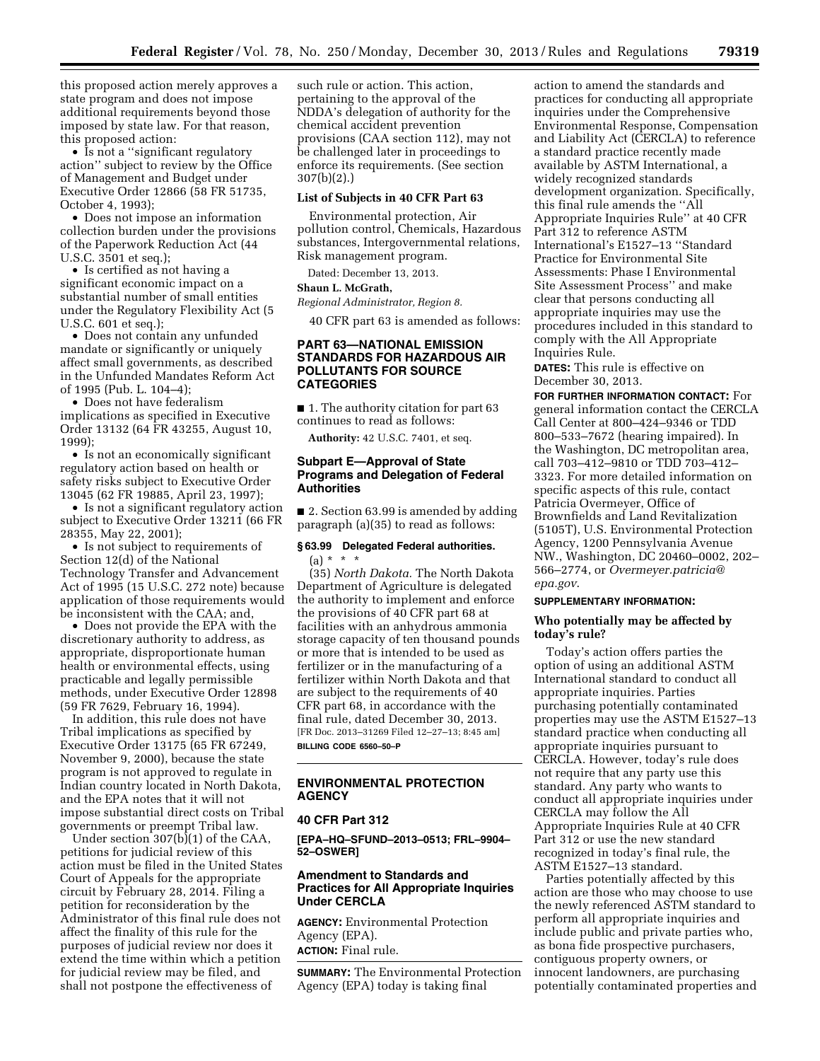this proposed action merely approves a state program and does not impose additional requirements beyond those imposed by state law. For that reason, this proposed action:

- Is not a ''significant regulatory action'' subject to review by the Office of Management and Budget under Executive Order 12866 (58 FR 51735, October 4, 1993);
- Does not impose an information collection burden under the provisions of the Paperwork Reduction Act (44 U.S.C. 3501 et seq.);
- Is certified as not having a significant economic impact on a substantial number of small entities under the Regulatory Flexibility Act (5 U.S.C. 601 et seq.);
- Does not contain any unfunded mandate or significantly or uniquely affect small governments, as described in the Unfunded Mandates Reform Act of 1995 (Pub. L. 104–4);
- Does not have federalism implications as specified in Executive Order 13132 (64 FR 43255, August 10, 1999);
- Is not an economically significant regulatory action based on health or safety risks subject to Executive Order 13045 (62 FR 19885, April 23, 1997);
- Is not a significant regulatory action subject to Executive Order 13211 (66 FR 28355, May 22, 2001);
- Is not subject to requirements of Section 12(d) of the National Technology Transfer and Advancement Act of 1995 (15 U.S.C. 272 note) because application of those requirements would be inconsistent with the CAA; and,
- Does not provide the EPA with the discretionary authority to address, as appropriate, disproportionate human health or environmental effects, using practicable and legally permissible methods, under Executive Order 12898 (59 FR 7629, February 16, 1994).

In addition, this rule does not have Tribal implications as specified by Executive Order 13175 (65 FR 67249, November 9, 2000), because the state program is not approved to regulate in Indian country located in North Dakota, and the EPA notes that it will not impose substantial direct costs on Tribal governments or preempt Tribal law.

Under section 307(b)(1) of the CAA, petitions for judicial review of this action must be filed in the United States Court of Appeals for the appropriate circuit by February 28, 2014. Filing a petition for reconsideration by the Administrator of this final rule does not affect the finality of this rule for the purposes of judicial review nor does it extend the time within which a petition for judicial review may be filed, and shall not postpone the effectiveness of such rule or action. This action, pertaining to the approval of the NDDA's delegation of authority for the chemical accident prevention provisions (CAA section 112), may not be challenged later in proceedings to enforce its requirements. (See section 307(b)(2).)

**List of Subjects in 40 CFR Part 63**

Environmental protection, Air pollution control, Chemicals, Hazardous substances, Intergovernmental relations, Risk management program.

Dated: December 13, 2013.

**Shaun L. McGrath,**

*Regional Administrator, Region 8.*

40 CFR part 63 is amended as follows:

## PART 63—NATIONAL EMISSION STANDARDS FOR HAZARDOUS AIR POLLUTANTS FOR SOURCE CATEGORIES

■ 1. The authority citation for part 63 continues to read as follows:

**Authority:** 42 U.S.C. 7401, et seq.

## Subpart E—Approval of State Programs and Delegation of Federal Authorities

■ 2. Section 63.99 is amended by adding paragraph (a)(35) to read as follows:

### § 63.99 Delegated Federal authorities.

(a) * * *

(35) *North Dakota.* The North Dakota Department of Agriculture is delegated the authority to implement and enforce the provisions of 40 CFR part 68 at facilities with an anhydrous ammonia storage capacity of ten thousand pounds or more that is intended to be used as fertilizer or in the manufacturing of a fertilizer within North Dakota and that are subject to the requirements of 40 CFR part 68, in accordance with the final rule, dated December 30, 2013.

[FR Doc. 2013–31269 Filed 12–27–13; 8:45 am]

**BILLING CODE 6560–50–P**

---

## ENVIRONMENTAL PROTECTION AGENCY

### 40 CFR Part 312

**[EPA–HQ–SFUND–2013–0513; FRL–9904–52–OSWER]**

### Amendment to Standards and Practices for All Appropriate Inquiries Under CERCLA

**AGENCY:** Environmental Protection Agency (EPA).

**ACTION:** Final rule.

**SUMMARY:** The Environmental Protection Agency (EPA) today is taking final action to amend the standards and practices for conducting all appropriate inquiries under the Comprehensive Environmental Response, Compensation and Liability Act (CERCLA) to reference a standard practice recently made available by ASTM International, a widely recognized standards development organization. Specifically, this final rule amends the ''All Appropriate Inquiries Rule'' at 40 CFR Part 312 to reference ASTM International's E1527–13 ''Standard Practice for Environmental Site Assessments: Phase I Environmental Site Assessment Process'' and make clear that persons conducting all appropriate inquiries may use the procedures included in this standard to comply with the All Appropriate Inquiries Rule.

**DATES:** This rule is effective on December 30, 2013.

**FOR FURTHER INFORMATION CONTACT:** For general information contact the CERCLA Call Center at 800–424–9346 or TDD 800–533–7672 (hearing impaired). In the Washington, DC metropolitan area, call 703–412–9810 or TDD 703–412–3323. For more detailed information on specific aspects of this rule, contact Patricia Overmeyer, Office of Brownfields and Land Revitalization (5105T), U.S. Environmental Protection Agency, 1200 Pennsylvania Avenue NW., Washington, DC 20460–0002, 202–566–2774, or *Overmeyer.patricia@epa.gov.*

**SUPPLEMENTARY INFORMATION:**

### Who potentially may be affected by today's rule?

Today's action offers parties the option of using an additional ASTM International standard to conduct all appropriate inquiries. Parties purchasing potentially contaminated properties may use the ASTM E1527–13 standard practice when conducting all appropriate inquiries pursuant to CERCLA. However, today's rule does not require that any party use this standard. Any party who wants to conduct all appropriate inquiries under CERCLA may follow the All Appropriate Inquiries Rule at 40 CFR Part 312 or use the new standard recognized in today's final rule, the ASTM E1527–13 standard.

Parties potentially affected by this action are those who may choose to use the newly referenced ASTM standard to perform all appropriate inquiries and include public and private parties who, as bona fide prospective purchasers, contiguous property owners, or innocent landowners, are purchasing potentially contaminated properties and